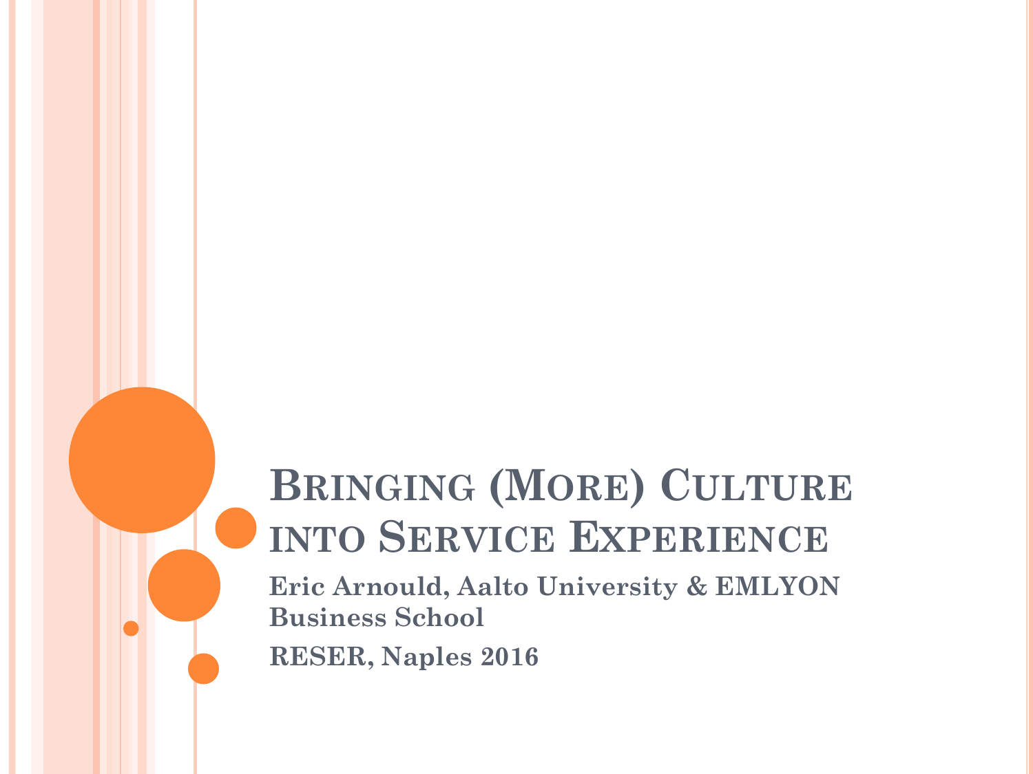# Bringing (More) Culture into Service Experience

**Eric Arnould, Aalto University & EMLYON Business School**

**RESER, Naples 2016**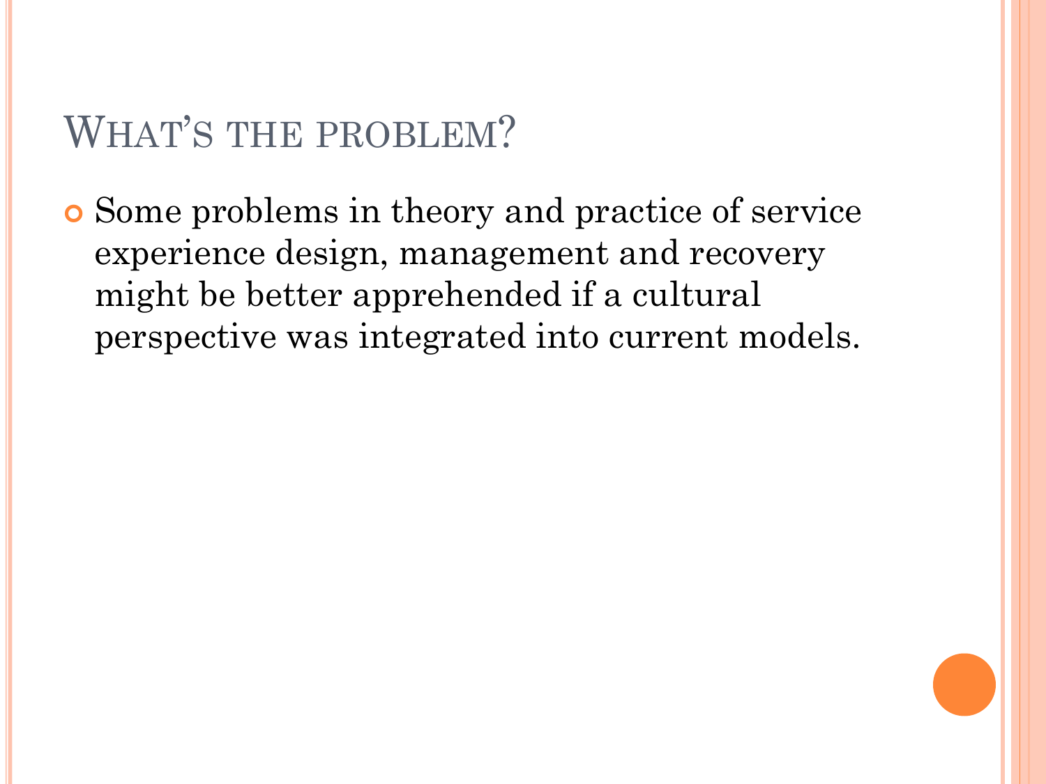# What's the problem?

- Some problems in theory and practice of service experience design, management and recovery might be better apprehended if a cultural perspective was integrated into current models.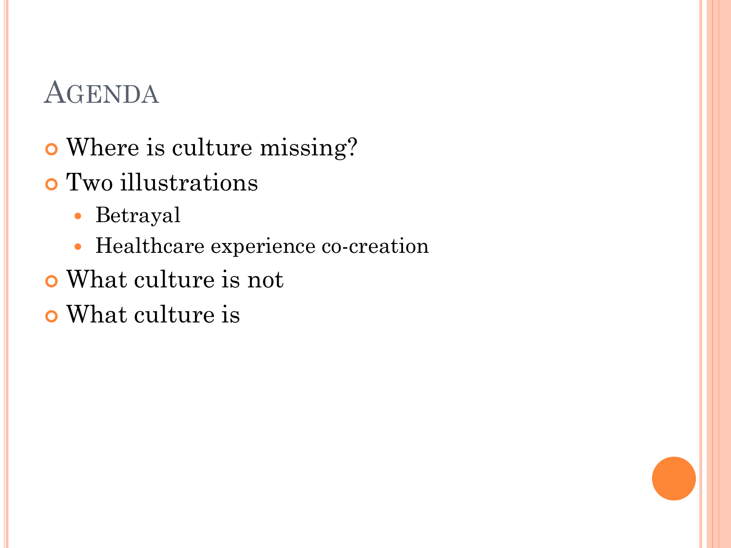# Agenda

- Where is culture missing?
- Two illustrations
  - Betrayal
  - Healthcare experience co-creation
- What culture is not
- What culture is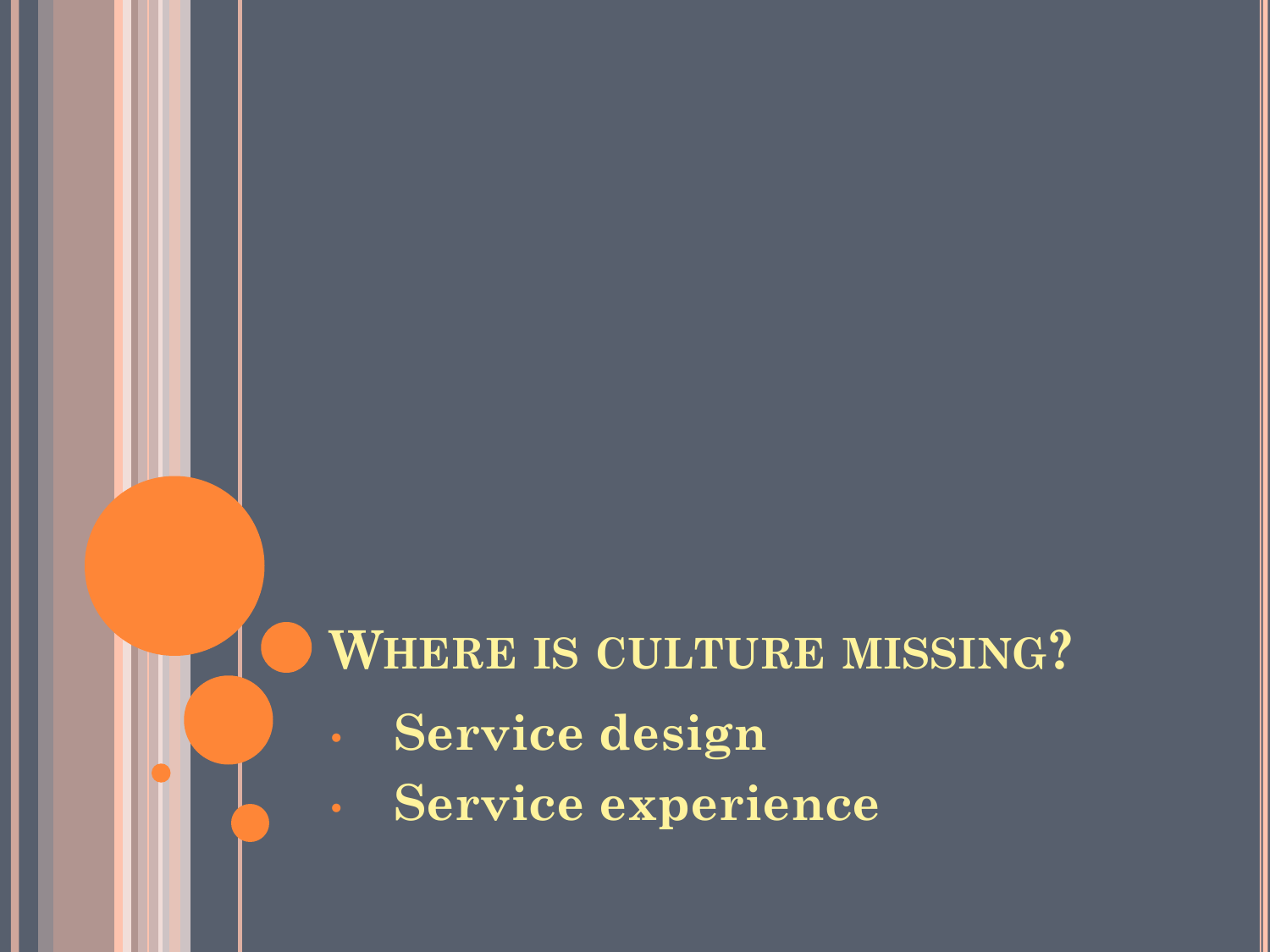# WHERE IS CULTURE MISSING?

- **Service design**
- **Service experience**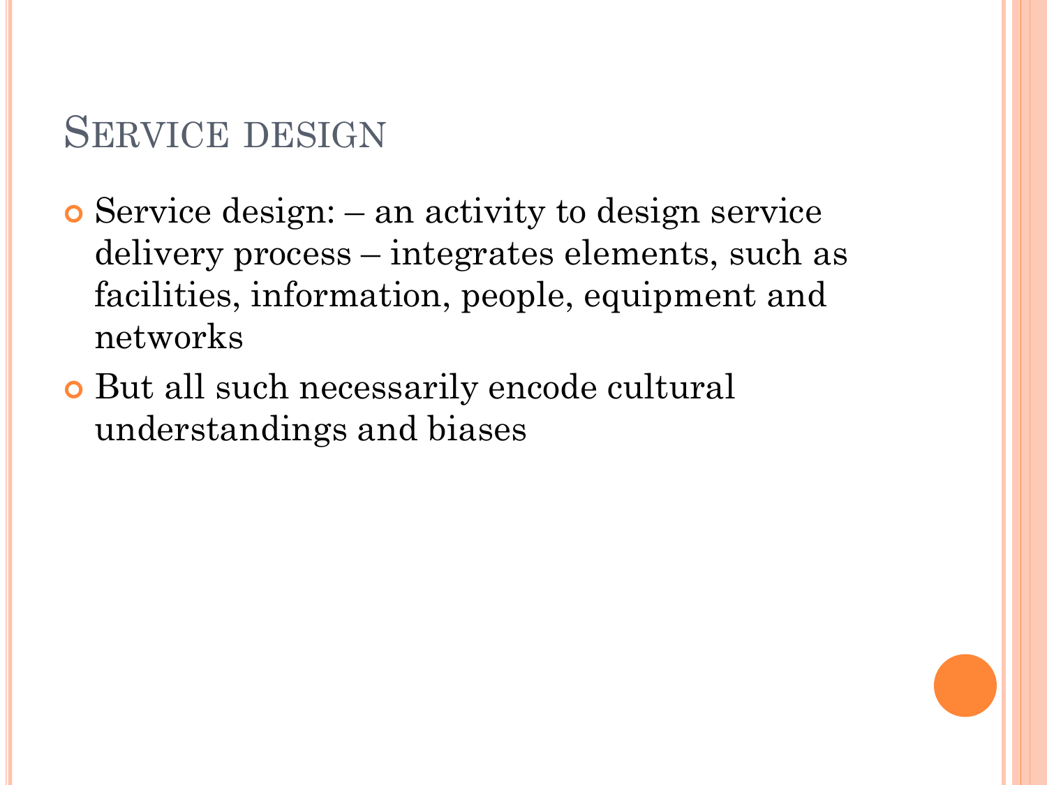## Service design

- Service design: – an activity to design service delivery process – integrates elements, such as facilities, information, people, equipment and networks
- But all such necessarily encode cultural understandings and biases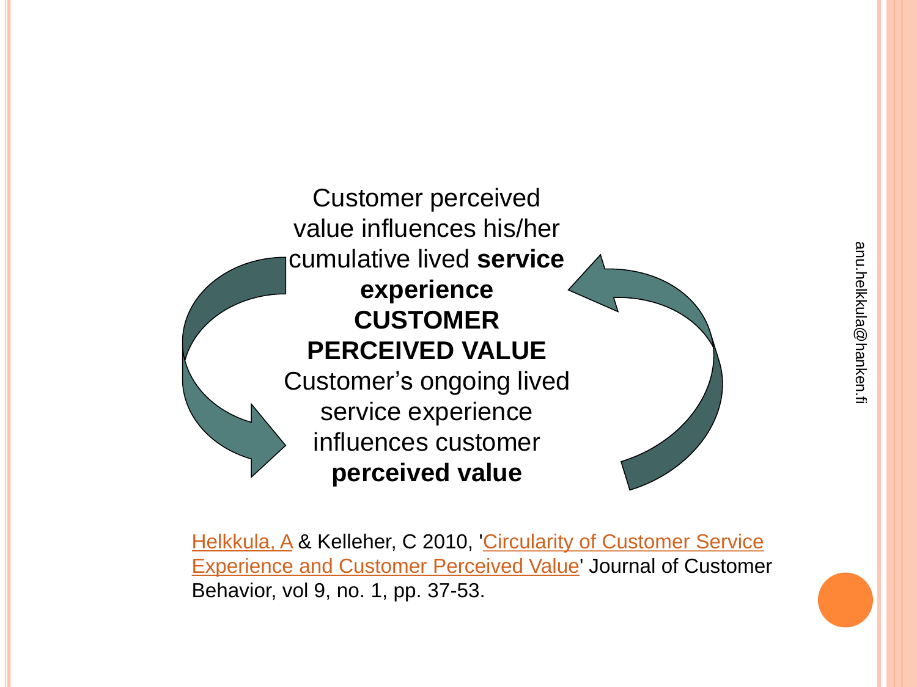Customer perceived value influences his/her cumulative lived **service experience**

**CUSTOMER PERCEIVED VALUE**

Customer's ongoing lived service experience influences customer **perceived value**

Helkkula, A & Kelleher, C 2010, 'Circularity of Customer Service Experience and Customer Perceived Value' Journal of Customer Behavior, vol 9, no. 1, pp. 37-53.

anu.helkkula@hanken.fi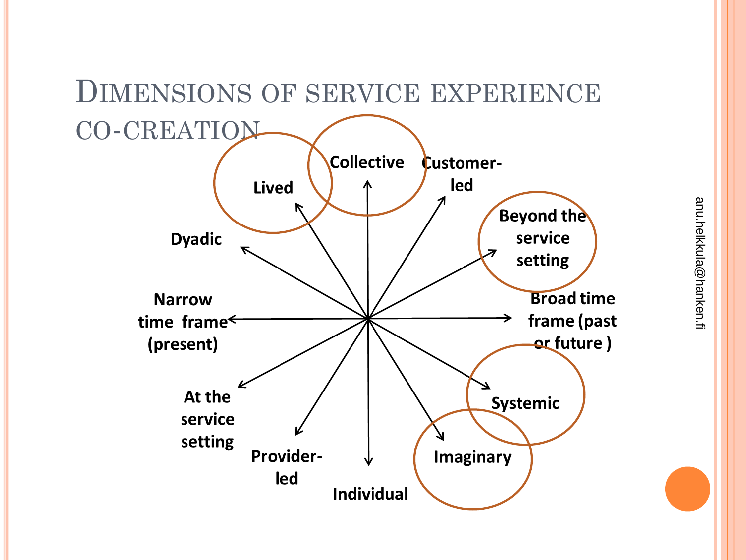# Dimensions of service experience co-creation

- Lived
- Collective
- Customer-led
- Beyond the service setting
- Broad time frame (past or future )
- Systemic
- Imaginary
- Individual
- Provider-led
- At the service setting
- Narrow time frame (present)
- Dyadic

anu.helkkula@hanken.fi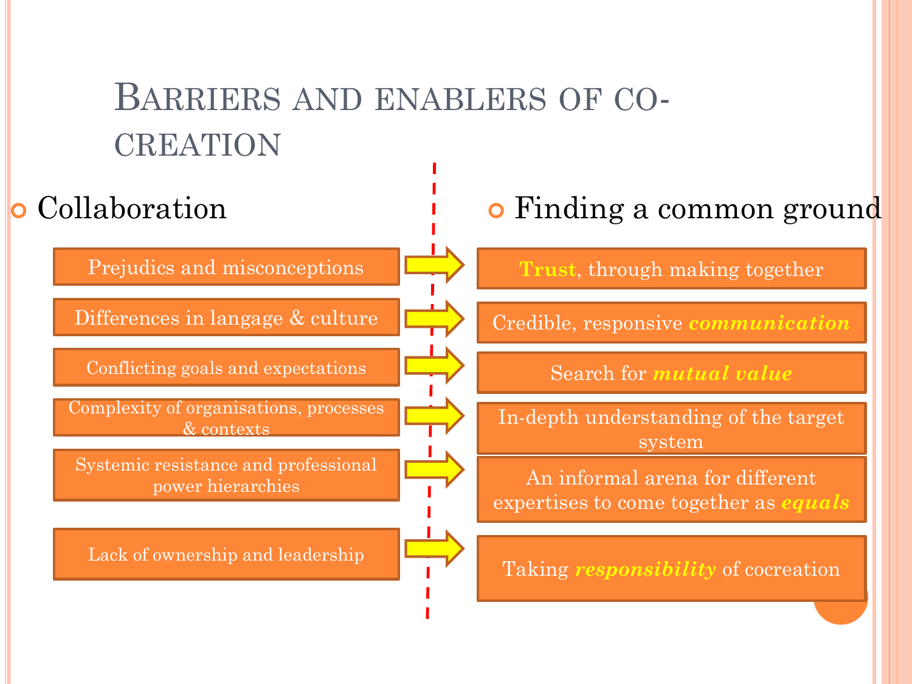# Barriers and enablers of co-creation

| Collaboration | | Finding a common ground |
|---|---|---|
| Prejudics and misconceptions | → | **Trust**, through making together |
| Differences in langage & culture | → | Credible, responsive ***communication*** |
| Conflicting goals and expectations | → | Search for ***mutual value*** |
| Complexity of organisations, processes & contexts | → | In-depth understanding of the target system |
| Systemic resistance and professional power hierarchies | → | An informal arena for different expertises to come together as ***equals*** |
| Lack of ownership and leadership | → | Taking ***responsibility*** of cocreation |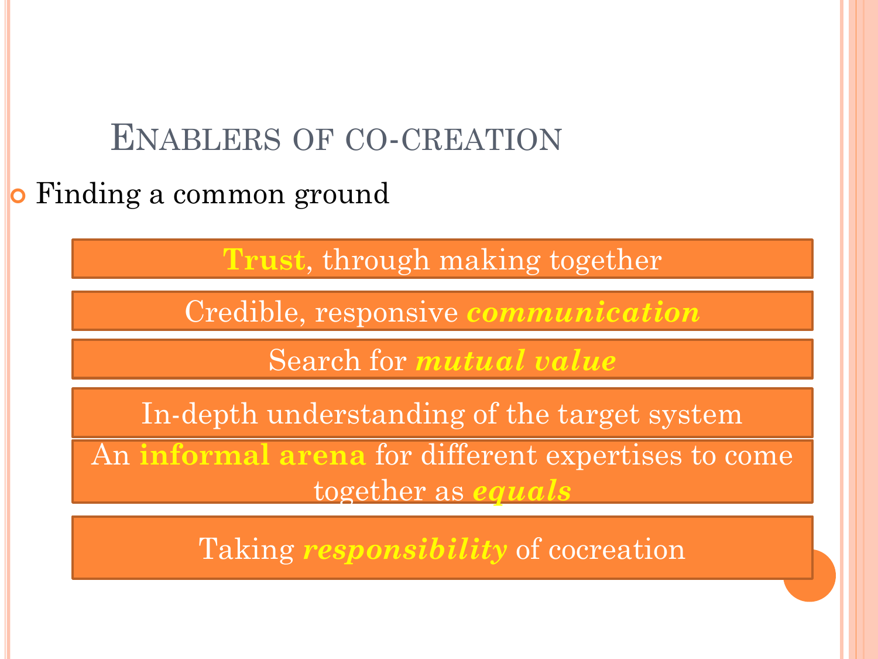# Enablers of co-creation

- Finding a common ground

**Trust**, through making together

Credible, responsive ***communication***

Search for ***mutual value***

In-depth understanding of the target system

An **informal arena** for different expertises to come together as ***equals***

Taking ***responsibility*** of cocreation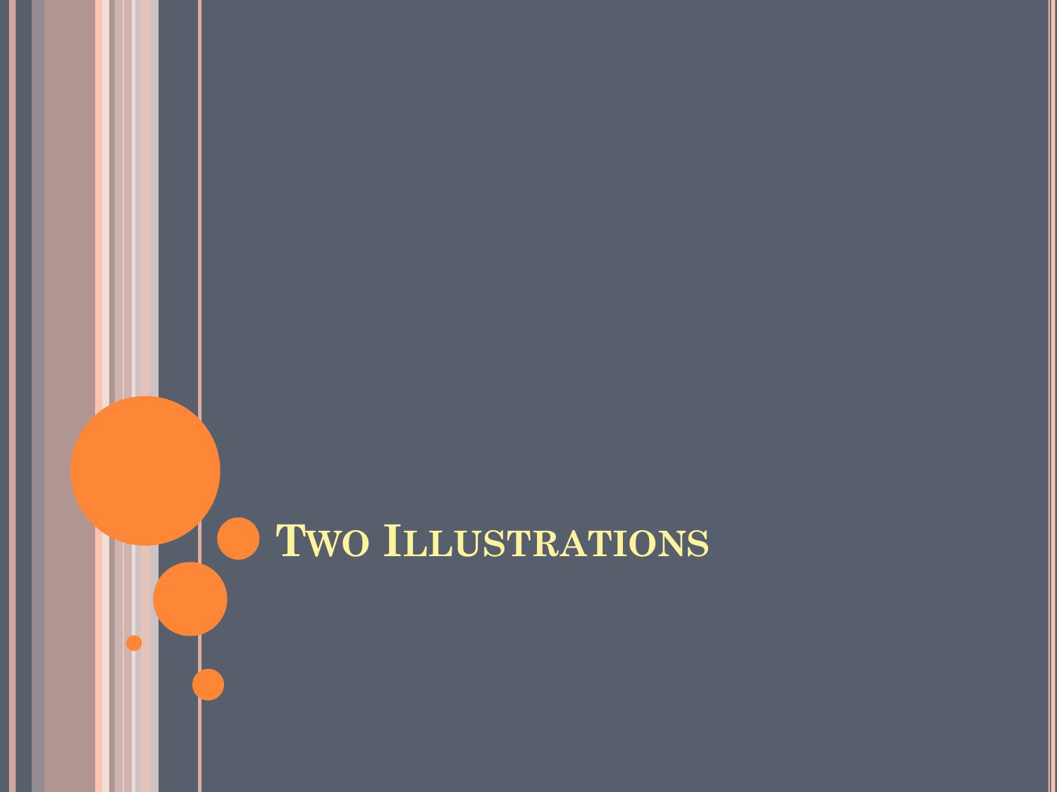# Two Illustrations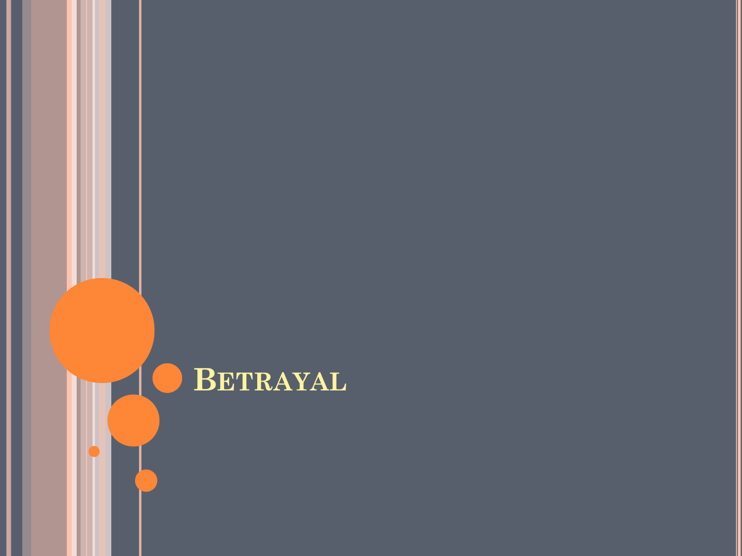# Betrayal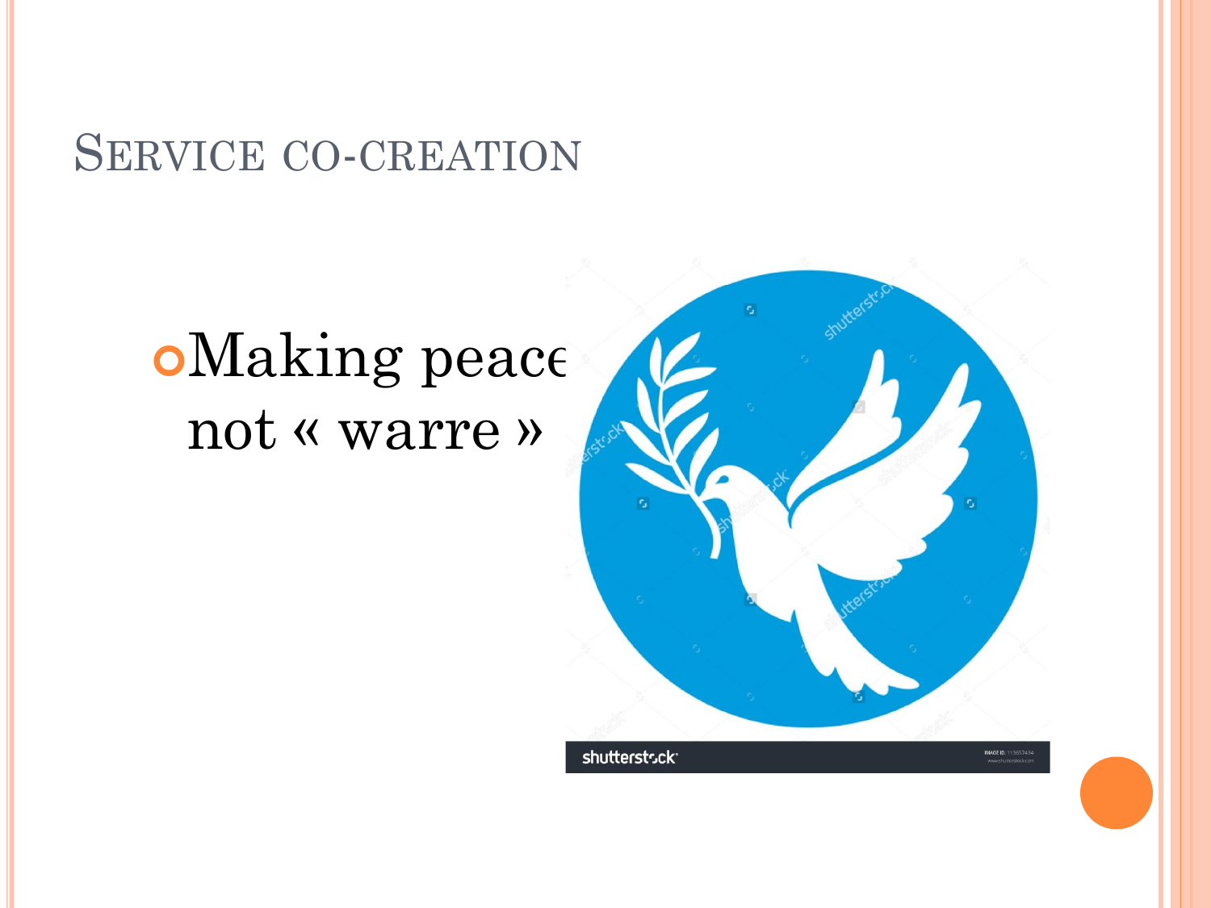# Service co-creation

- Making peace not « warre »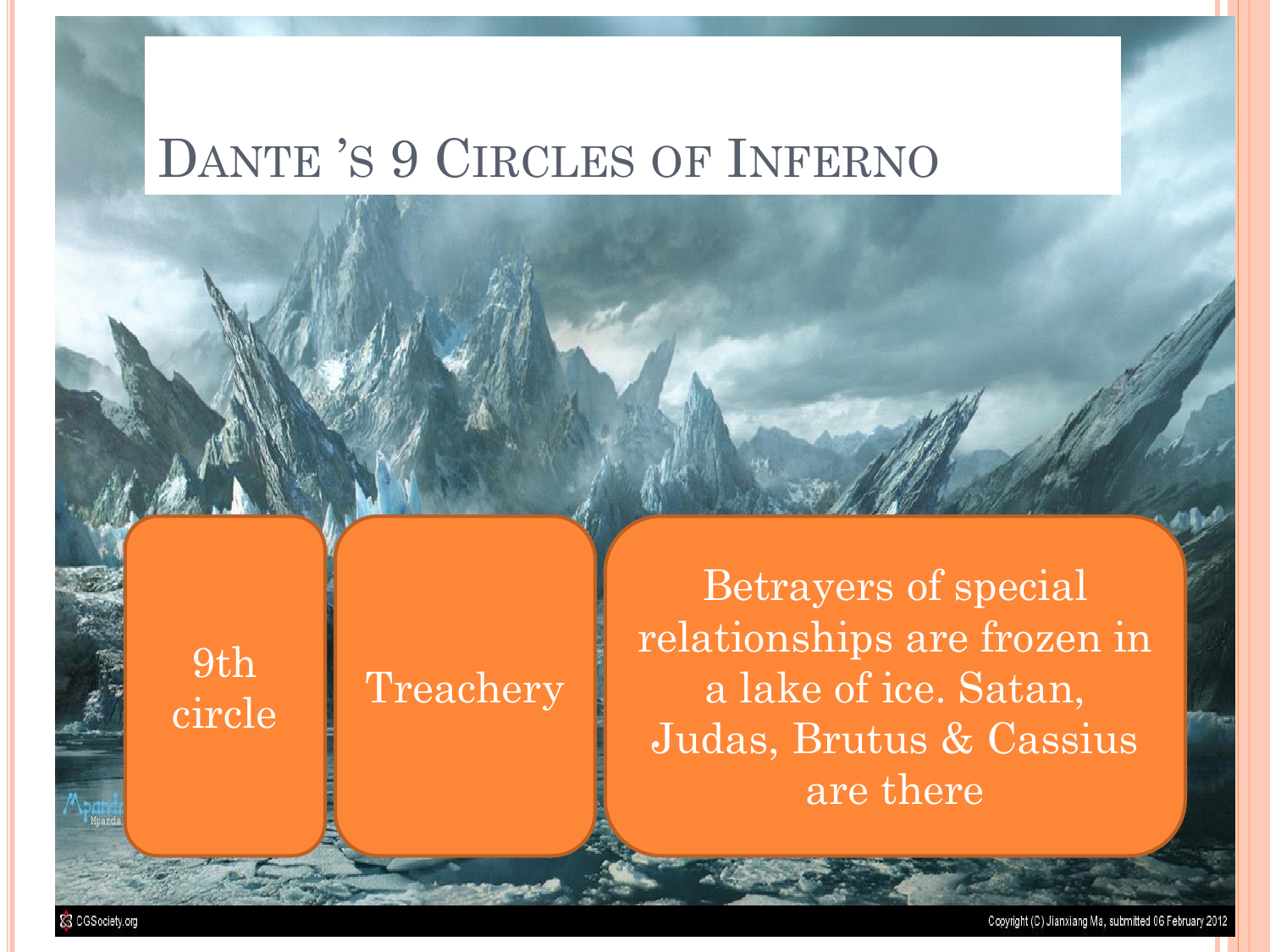# Dante's 9 Circles of Inferno

9th circle

Treachery

Betrayers of special relationships are frozen in a lake of ice. Satan, Judas, Brutus & Cassius are there

CGSociety.org

Copyright (C) Jianxiang Ma, submitted 06 February 2012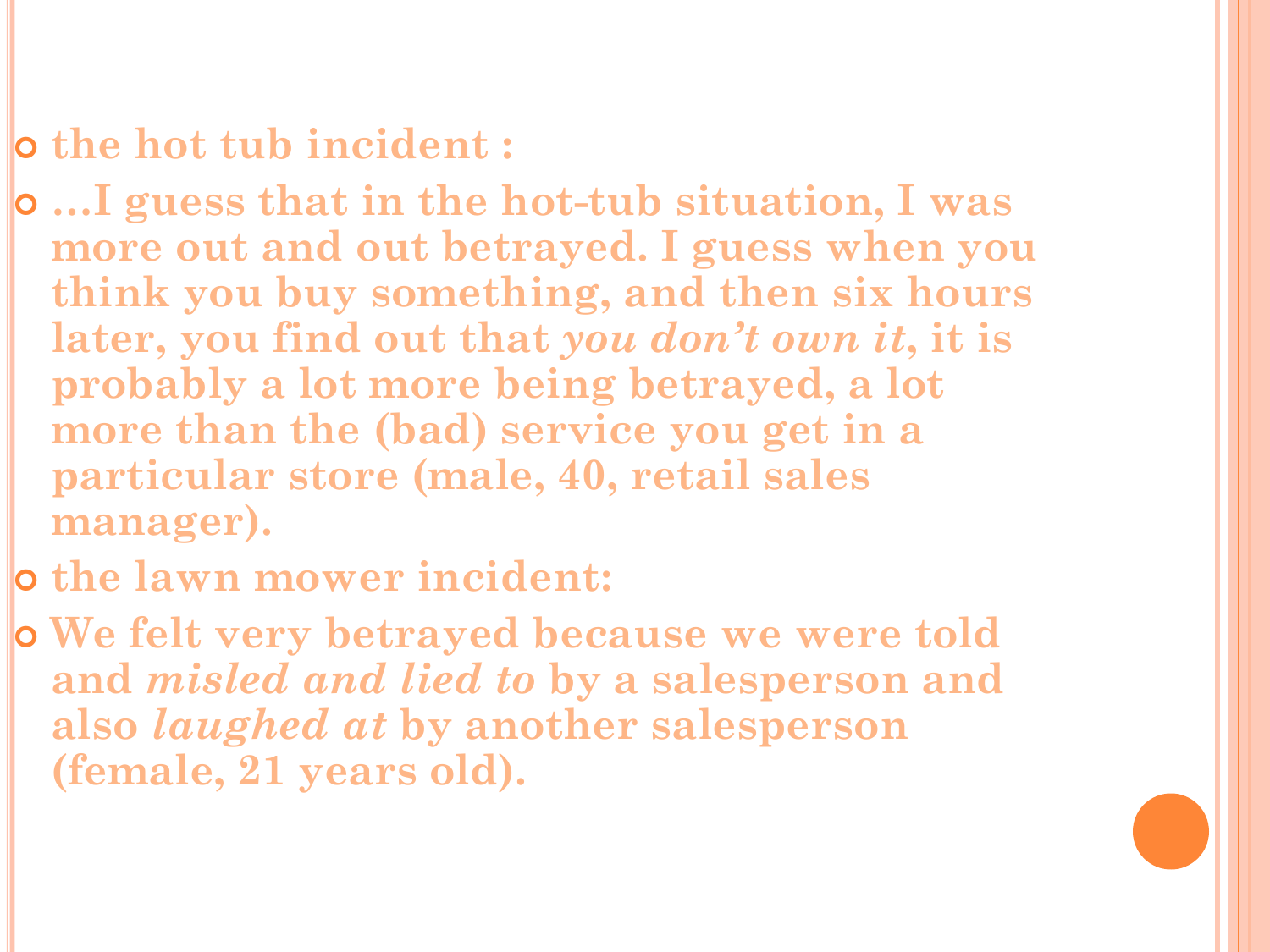- **the hot tub incident :**
- **…I guess that in the hot-tub situation, I was more out and out betrayed. I guess when you think you buy something, and then six hours later, you find out that *you don't own it*, it is probably a lot more being betrayed, a lot more than the (bad) service you get in a particular store (male, 40, retail sales manager).**
- **the lawn mower incident:**
- **We felt very betrayed because we were told and *misled and lied to* by a salesperson and also *laughed at* by another salesperson (female, 21 years old).**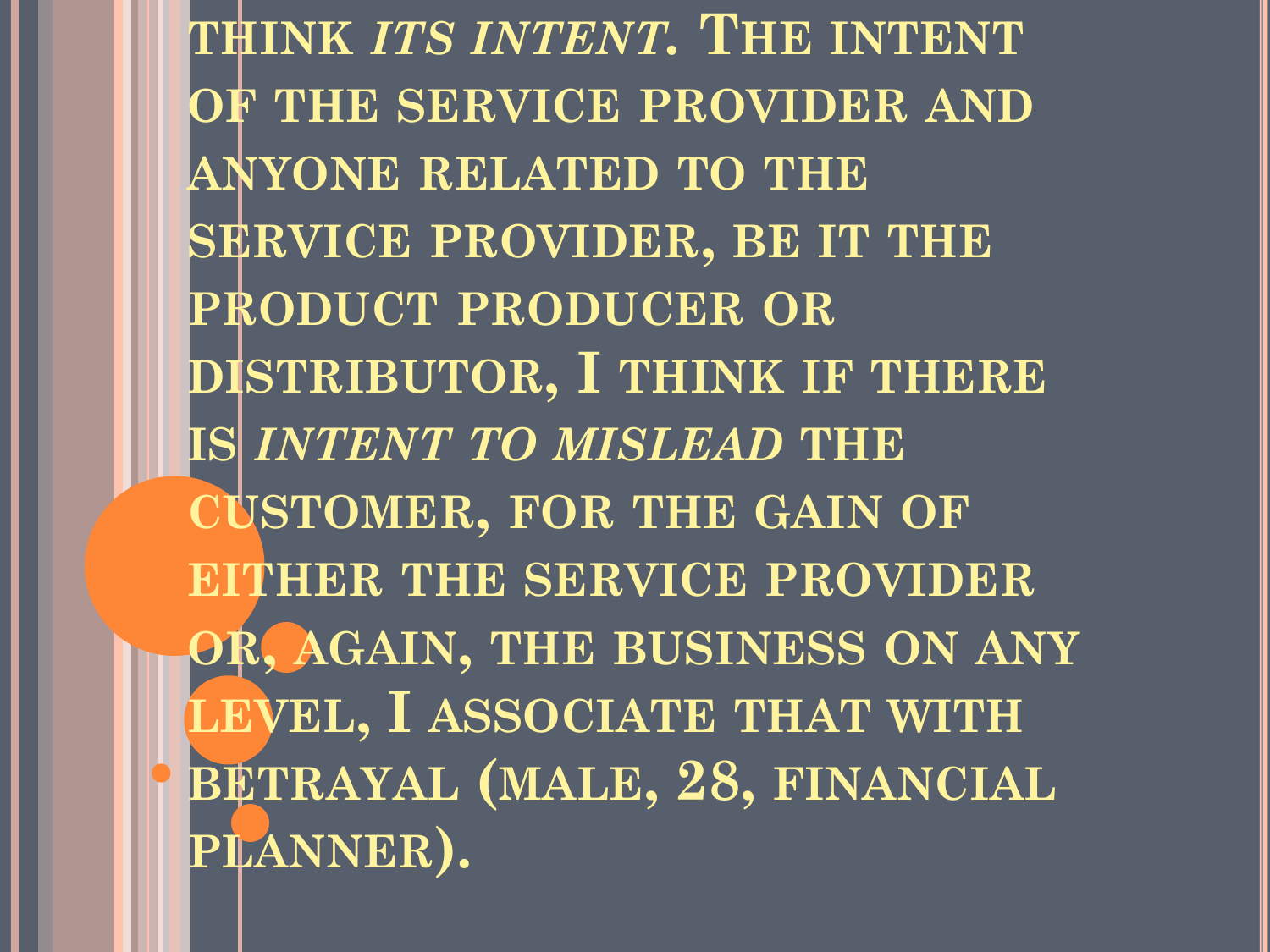think *its intent*. The intent of the service provider and anyone related to the service provider, be it the product producer or distributor, I think if there is *intent to mislead* the customer, for the gain of either the service provider or, again, the business on any level, I associate that with betrayal (male, 28, financial planner).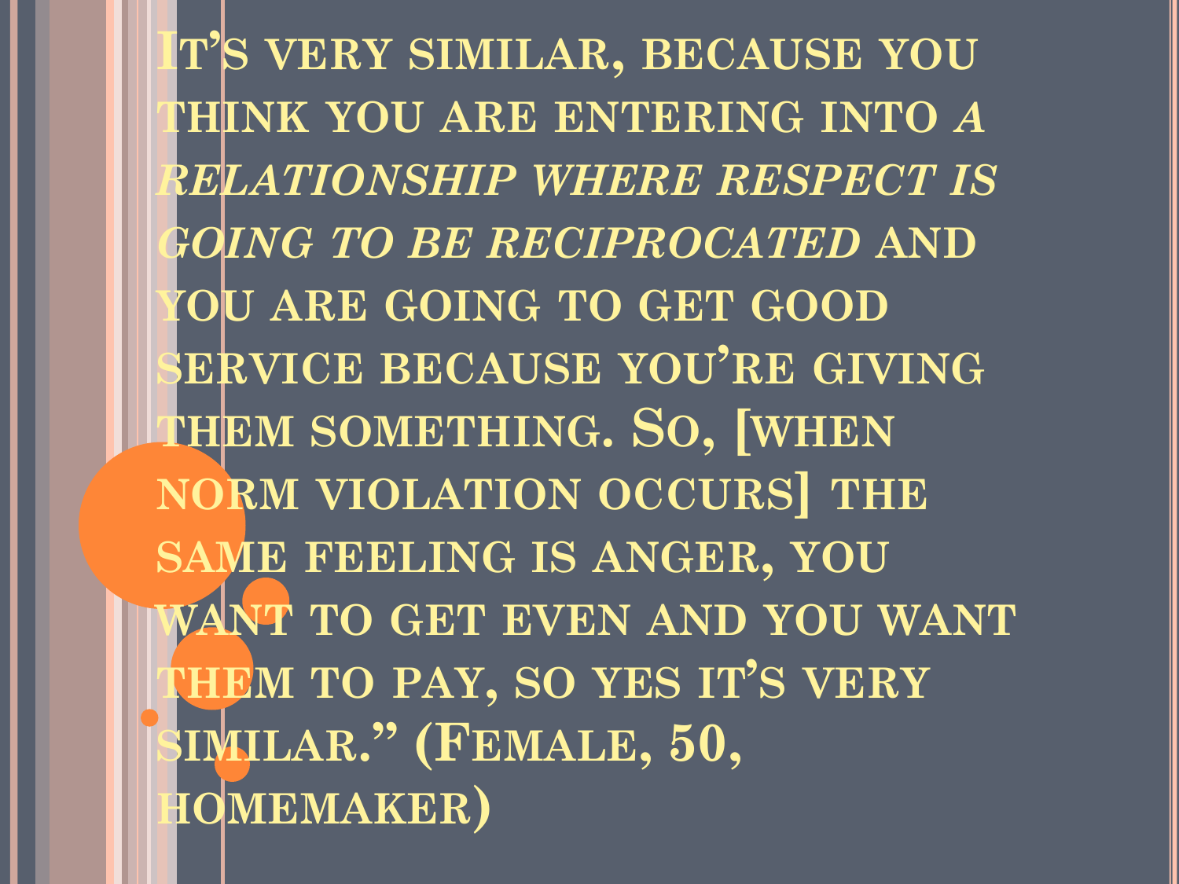It's very similar, because you think you are entering into *a relationship where respect is going to be reciprocated* and you are going to get good service because you're giving them something. So, [when norm violation occurs] the same feeling is anger, you want to get even and you want them to pay, so yes it's very similar." (Female, 50, homemaker)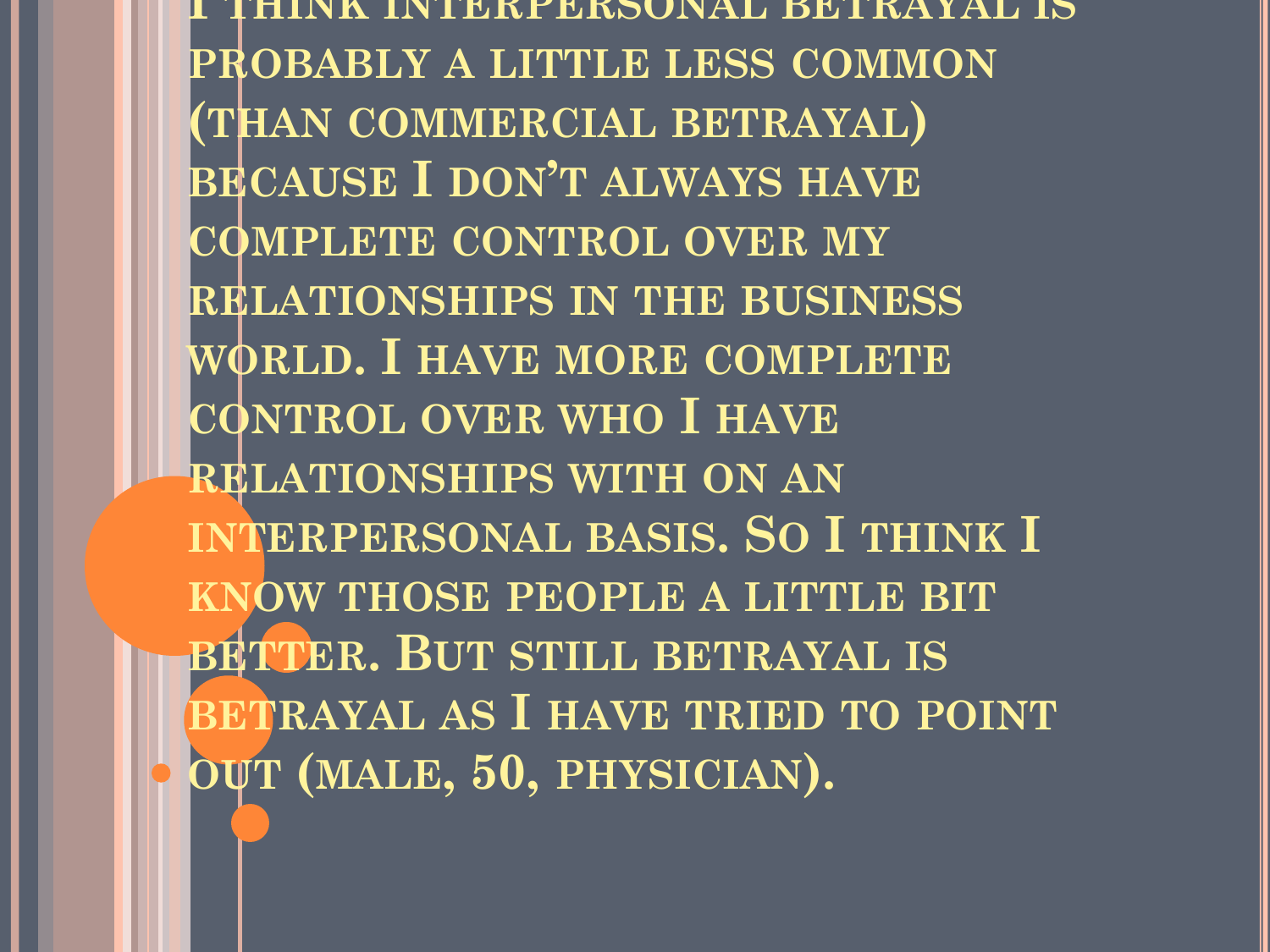I think interpersonal betrayal is probably a little less common (than commercial betrayal) because I don't always have complete control over my relationships in the business world. I have more complete control over who I have relationships with on an interpersonal basis. So I think I know those people a little bit better. But still betrayal is betrayal as I have tried to point out (male, 50, physician).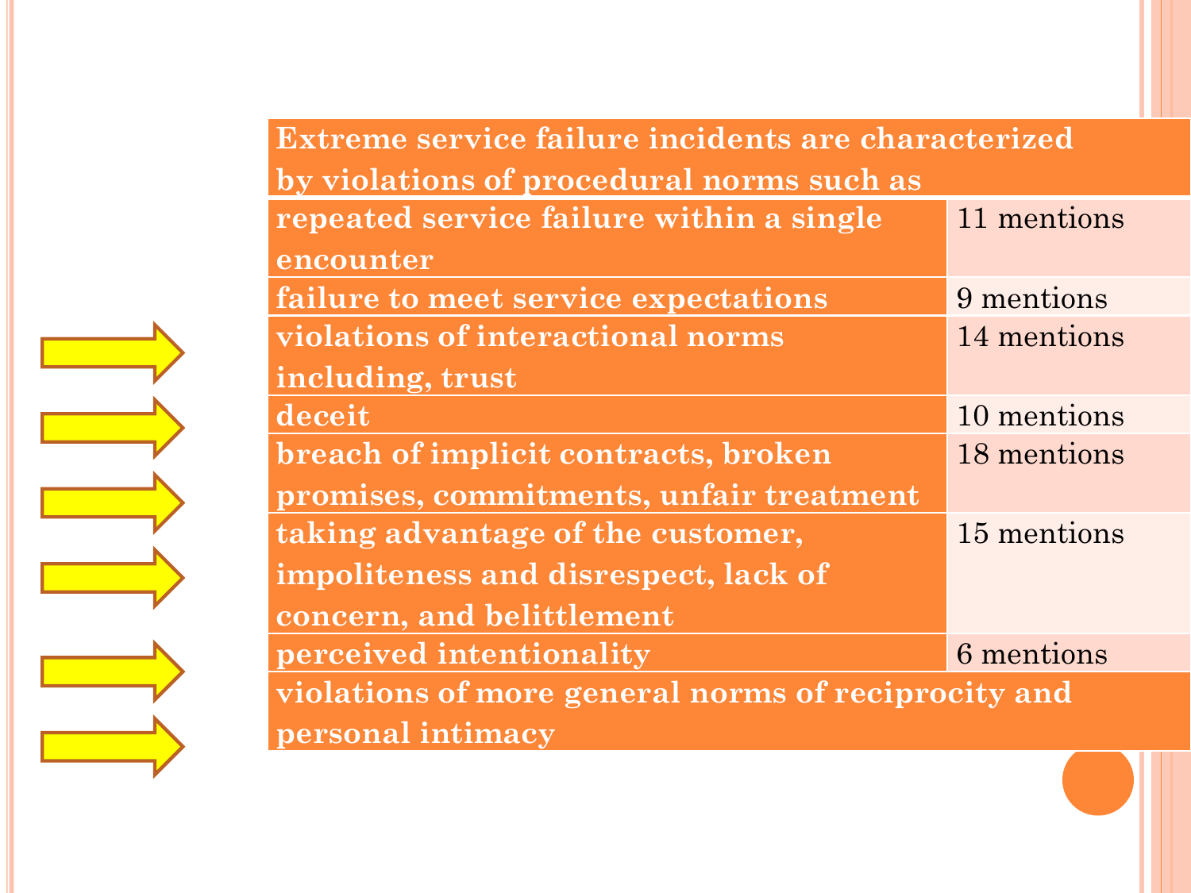| Extreme service failure incidents are characterized by violations of procedural norms such as | |
|---|---|
| repeated service failure within a single encounter | 11 mentions |
| failure to meet service expectations | 9 mentions |
| violations of interactional norms including, trust | 14 mentions |
| deceit | 10 mentions |
| breach of implicit contracts, broken promises, commitments, unfair treatment | 18 mentions |
| taking advantage of the customer, impoliteness and disrespect, lack of concern, and belittlement | 15 mentions |
| perceived intentionality | 6 mentions |
| violations of more general norms of reciprocity and personal intimacy | |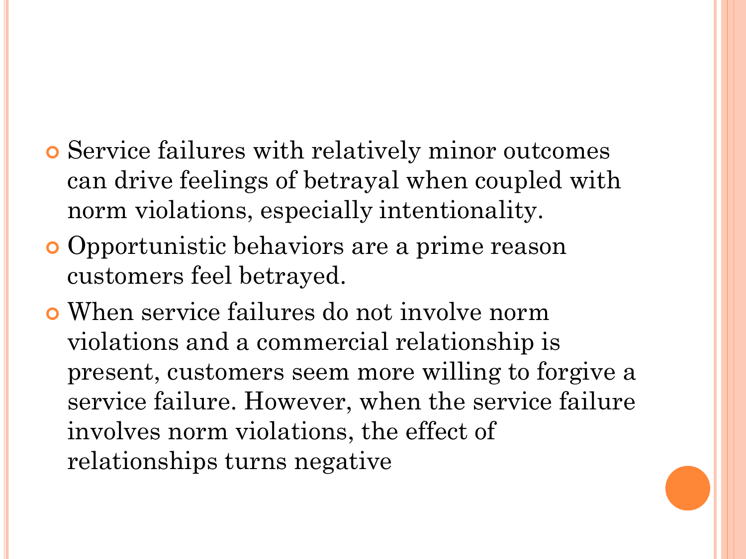- Service failures with relatively minor outcomes can drive feelings of betrayal when coupled with norm violations, especially intentionality.
- Opportunistic behaviors are a prime reason customers feel betrayed.
- When service failures do not involve norm violations and a commercial relationship is present, customers seem more willing to forgive a service failure. However, when the service failure involves norm violations, the effect of relationships turns negative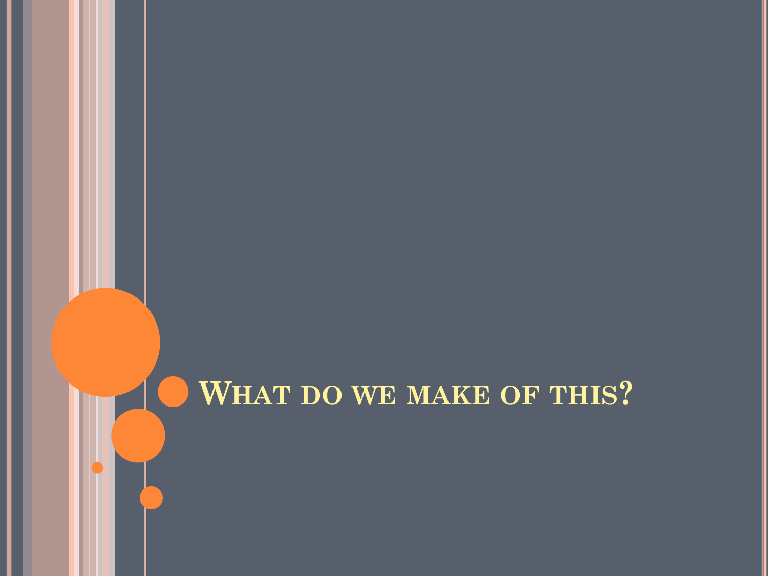# What do we make of this?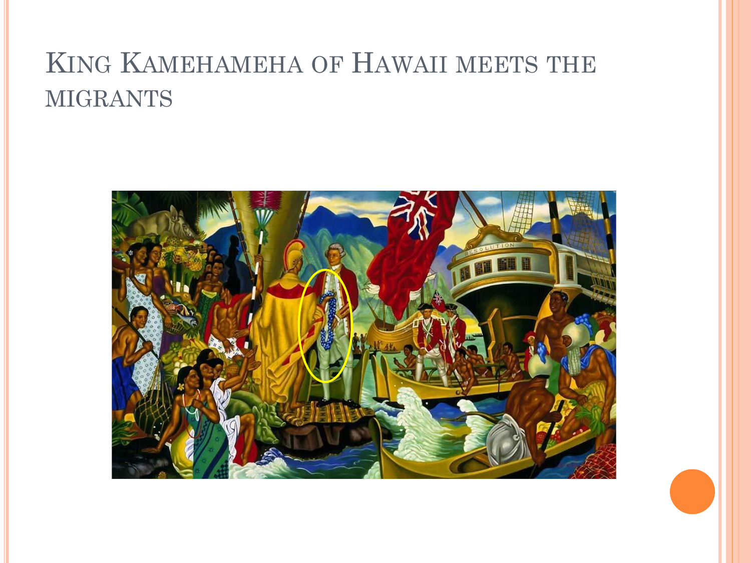# King Kamehameha of Hawaii meets the migrants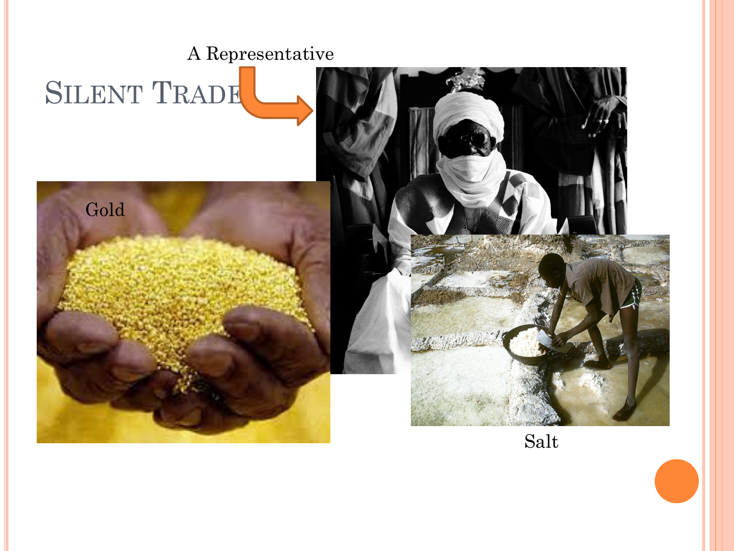# Silent Trade

A Representative

Gold

Salt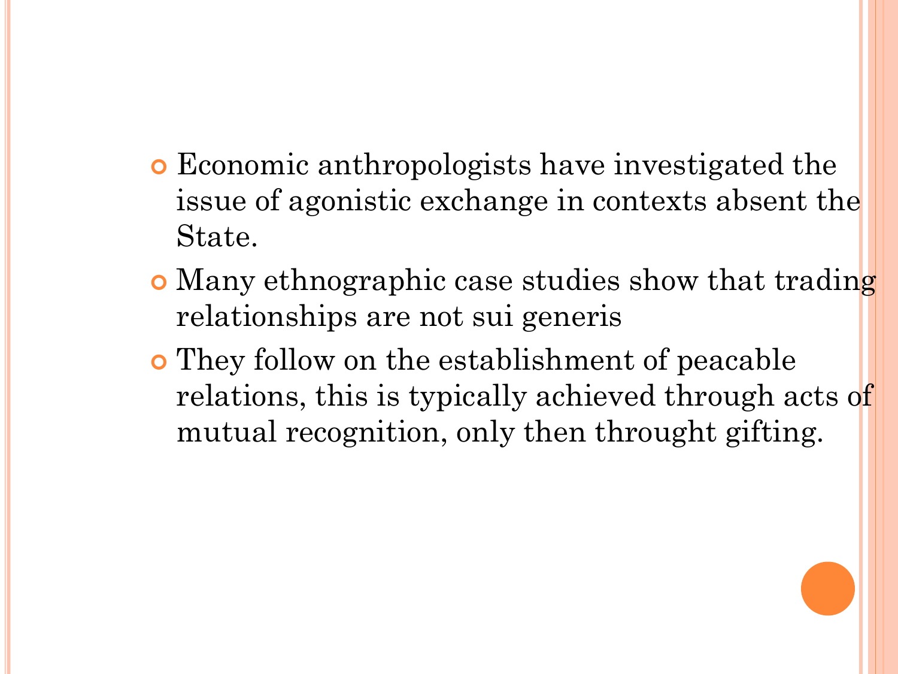- Economic anthropologists have investigated the issue of agonistic exchange in contexts absent the State.
- Many ethnographic case studies show that trading relationships are not sui generis
- They follow on the establishment of peacable relations, this is typically achieved through acts of mutual recognition, only then throught gifting.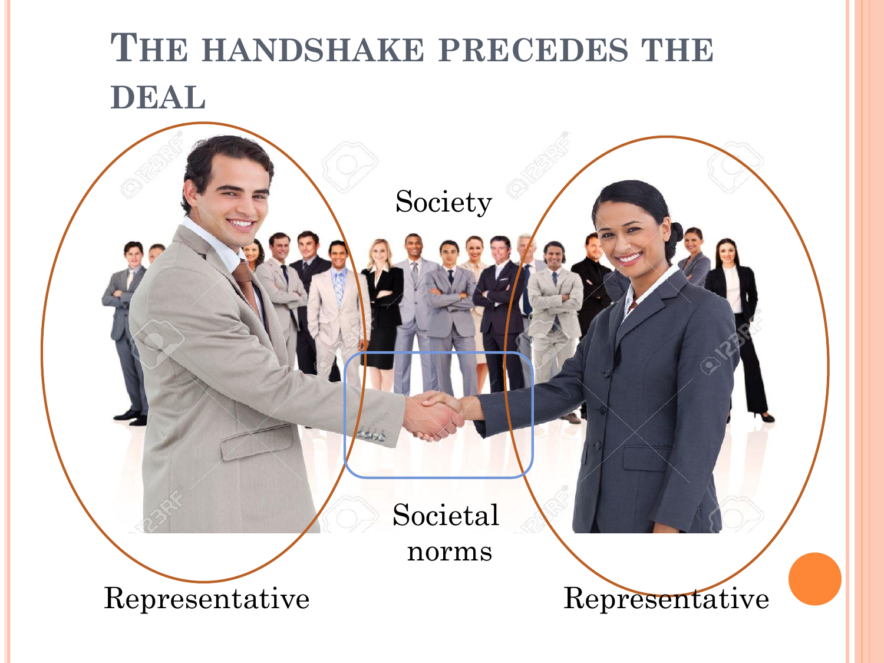# The handshake precedes the deal

Society

Societal norms

Representative

Representative